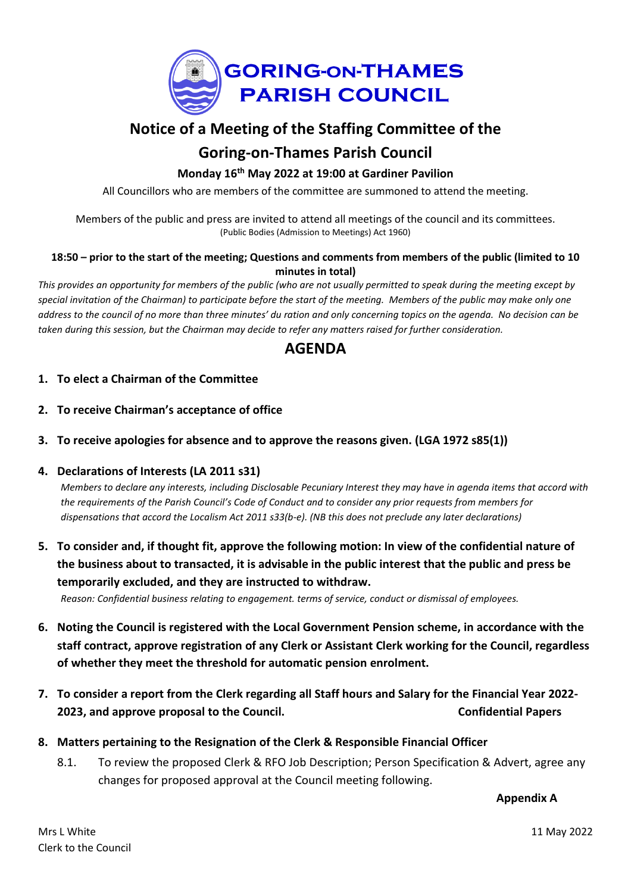# GORING-ON-THAMES PARISH COUNCIL

## Notice of a Meeting of the Staffing Committee of the Goring-on-Thames Parish Council

**Monday 16th May 2022 at 19:00 at Gardiner Pavilion**

All Councillors who are members of the committee are summoned to attend the meeting.

Members of the public and press are invited to attend all meetings of the council and its committees.
(Public Bodies (Admission to Meetings) Act 1960)

**18:50 – prior to the start of the meeting; Questions and comments from members of the public (limited to 10 minutes in total)**

*This provides an opportunity for members of the public (who are not usually permitted to speak during the meeting except by special invitation of the Chairman) to participate before the start of the meeting. Members of the public may make only one address to the council of no more than three minutes' du ration and only concerning topics on the agenda. No decision can be taken during this session, but the Chairman may decide to refer any matters raised for further consideration.*

## AGENDA

1. **To elect a Chairman of the Committee**

2. **To receive Chairman's acceptance of office**

3. **To receive apologies for absence and to approve the reasons given. (LGA 1972 s85(1))**

4. **Declarations of Interests (LA 2011 s31)**
   *Members to declare any interests, including Disclosable Pecuniary Interest they may have in agenda items that accord with the requirements of the Parish Council's Code of Conduct and to consider any prior requests from members for dispensations that accord the Localism Act 2011 s33(b-e). (NB this does not preclude any later declarations)*

5. **To consider and, if thought fit, approve the following motion: In view of the confidential nature of the business about to transacted, it is advisable in the public interest that the public and press be temporarily excluded, and they are instructed to withdraw.**
   *Reason: Confidential business relating to engagement. terms of service, conduct or dismissal of employees.*

6. **Noting the Council is registered with the Local Government Pension scheme, in accordance with the staff contract, approve registration of any Clerk or Assistant Clerk working for the Council, regardless of whether they meet the threshold for automatic pension enrolment.**

7. **To consider a report from the Clerk regarding all Staff hours and Salary for the Financial Year 2022-2023, and approve proposal to the Council.** **Confidential Papers**

8. **Matters pertaining to the Resignation of the Clerk & Responsible Financial Officer**
   8.1. To review the proposed Clerk & RFO Job Description; Person Specification & Advert, agree any changes for proposed approval at the Council meeting following.

   **Appendix A**

Mrs L White
Clerk to the Council

11 May 2022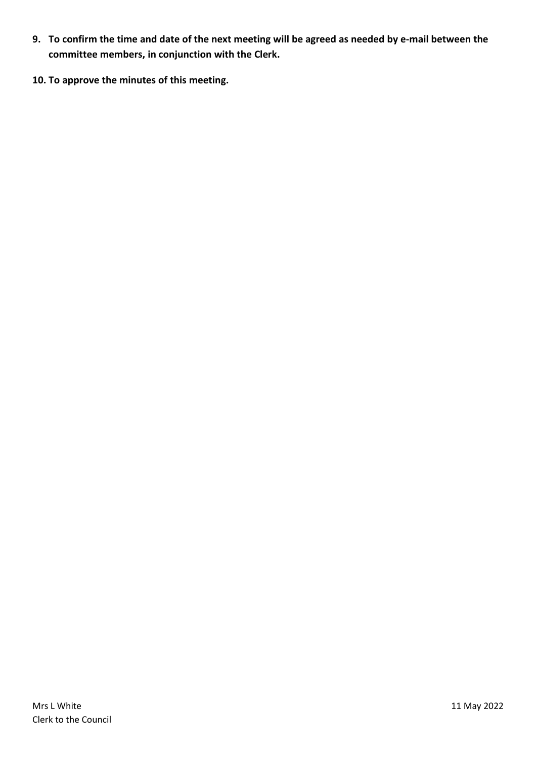9. **To confirm the time and date of the next meeting will be agreed as needed by e-mail between the committee members, in conjunction with the Clerk.**

10. **To approve the minutes of this meeting.**

Mrs L White
Clerk to the Council

11 May 2022